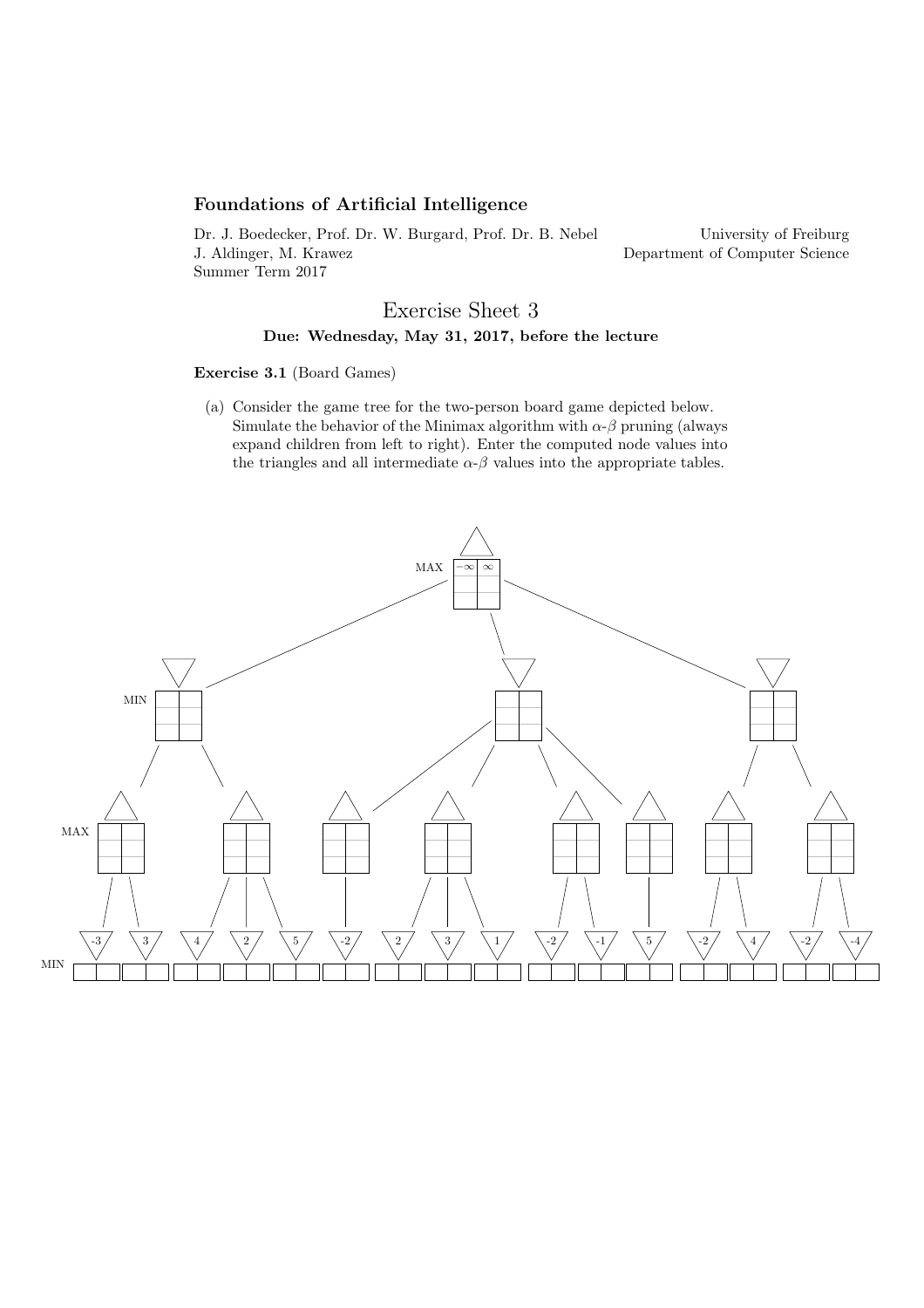**Foundations of Artificial Intelligence**

Dr. J. Boedecker, Prof. Dr. W. Burgard, Prof. Dr. B. Nebel
J. Aldinger, M. Krawez
Summer Term 2017

University of Freiburg
Department of Computer Science

# Exercise Sheet 3

**Due: Wednesday, May 31, 2017, before the lecture**

**Exercise 3.1** (Board Games)

(a) Consider the game tree for the two-person board game depicted below. Simulate the behavior of the Minimax algorithm with $\alpha$-$\beta$ pruning (always expand children from left to right). Enter the computed node values into the triangles and all intermediate $\alpha$-$\beta$ values into the appropriate tables.

MAX $-\infty$ $\infty$

MIN

MAX

MIN

-3, 3, 4, 2, 5, -2, 2, 3, 1, -2, -1, 5, -2, 4, -2, -4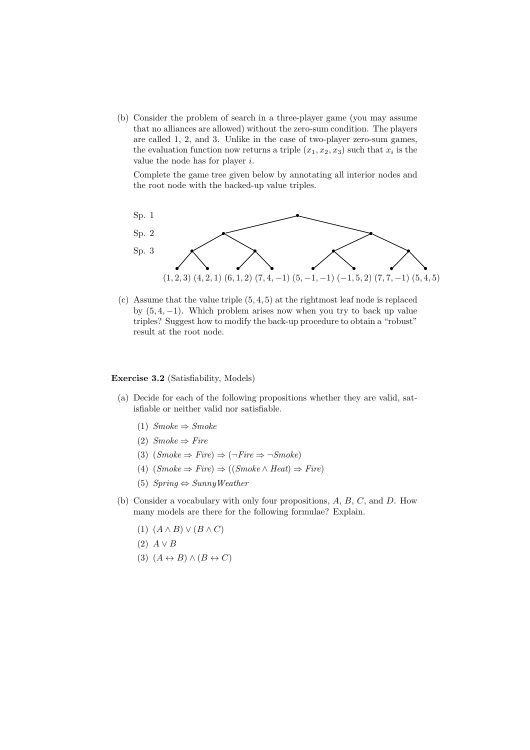(b) Consider the problem of search in a three-player game (you may assume that no alliances are allowed) without the zero-sum condition. The players are called 1, 2, and 3. Unlike in the case of two-player zero-sum games, the evaluation function now returns a triple $(x_1, x_2, x_3)$ such that $x_i$ is the value the node has for player $i$.

Complete the game tree given below by annotating all interior nodes and the root node with the backed-up value triples.

Sp. 1

Sp. 2

Sp. 3

$(1,2,3)$ $(4,2,1)$ $(6,1,2)$ $(7,4,-1)$ $(5,-1,-1)$ $(-1,5,2)$ $(7,7,-1)$ $(5,4,5)$

(c) Assume that the value triple $(5,4,5)$ at the rightmost leaf node is replaced by $(5,4,-1)$. Which problem arises now when you try to back up value triples? Suggest how to modify the back-up procedure to obtain a "robust" result at the root node.

**Exercise 3.2** (Satisfiability, Models)

(a) Decide for each of the following propositions whether they are valid, satisfiable or neither valid nor satisfiable.

   (1) $\mathit{Smoke} \Rightarrow \mathit{Smoke}$

   (2) $\mathit{Smoke} \Rightarrow \mathit{Fire}$

   (3) $(\mathit{Smoke} \Rightarrow \mathit{Fire}) \Rightarrow (\neg \mathit{Fire} \Rightarrow \neg \mathit{Smoke})$

   (4) $(\mathit{Smoke} \Rightarrow \mathit{Fire}) \Rightarrow ((\mathit{Smoke} \wedge \mathit{Heat}) \Rightarrow \mathit{Fire})$

   (5) $\mathit{Spring} \Leftrightarrow \mathit{SunnyWeather}$

(b) Consider a vocabulary with only four propositions, $A$, $B$, $C$, and $D$. How many models are there for the following formulae? Explain.

   (1) $(A \wedge B) \vee (B \wedge C)$

   (2) $A \vee B$

   (3) $(A \leftrightarrow B) \wedge (B \leftrightarrow C)$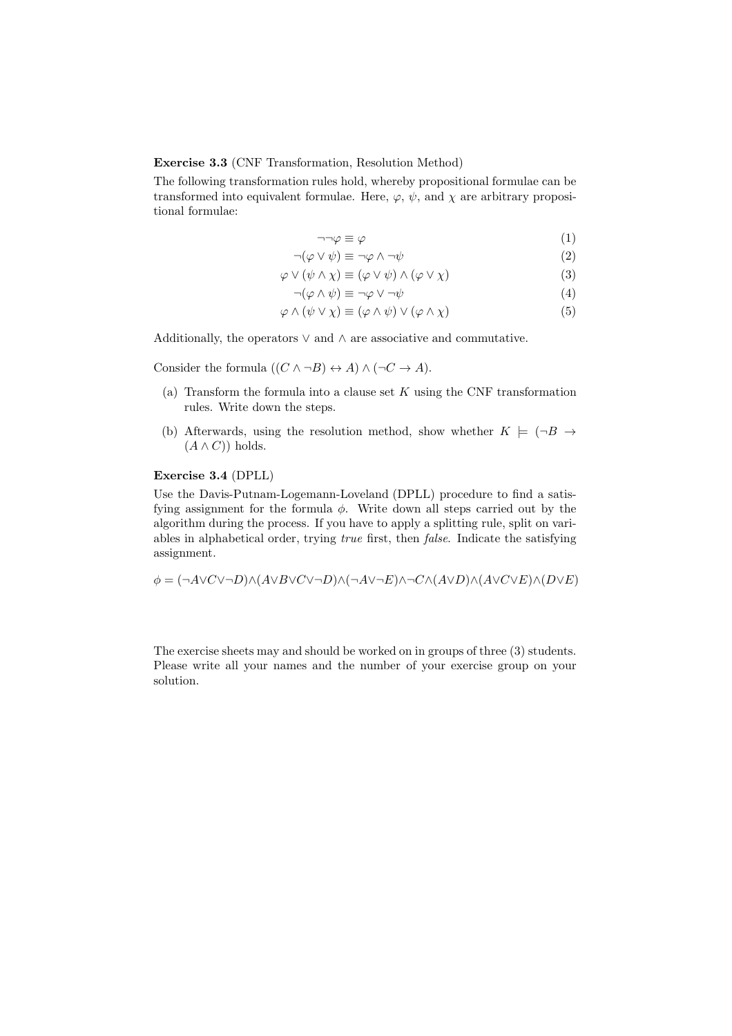**Exercise 3.3** (CNF Transformation, Resolution Method)

The following transformation rules hold, whereby propositional formulae can be transformed into equivalent formulae. Here, $\varphi$, $\psi$, and $\chi$ are arbitrary propositional formulae:

$$\neg\neg\varphi \equiv \varphi \tag{1}$$

$$\neg(\varphi \vee \psi) \equiv \neg\varphi \wedge \neg\psi \tag{2}$$

$$\varphi \vee (\psi \wedge \chi) \equiv (\varphi \vee \psi) \wedge (\varphi \vee \chi) \tag{3}$$

$$\neg(\varphi \wedge \psi) \equiv \neg\varphi \vee \neg\psi \tag{4}$$

$$\varphi \wedge (\psi \vee \chi) \equiv (\varphi \wedge \psi) \vee (\varphi \wedge \chi) \tag{5}$$

Additionally, the operators $\vee$ and $\wedge$ are associative and commutative.

Consider the formula $((C \wedge \neg B) \leftrightarrow A) \wedge (\neg C \rightarrow A)$.

(a) Transform the formula into a clause set $K$ using the CNF transformation rules. Write down the steps.

(b) Afterwards, using the resolution method, show whether $K \models (\neg B \rightarrow (A \wedge C))$ holds.

**Exercise 3.4** (DPLL)

Use the Davis-Putnam-Logemann-Loveland (DPLL) procedure to find a satisfying assignment for the formula $\phi$. Write down all steps carried out by the algorithm during the process. If you have to apply a splitting rule, split on variables in alphabetical order, trying *true* first, then *false*. Indicate the satisfying assignment.

$$\phi = (\neg A \vee C \vee \neg D) \wedge (A \vee B \vee C \vee \neg D) \wedge (\neg A \vee \neg E) \wedge \neg C \wedge (A \vee D) \wedge (A \vee C \vee E) \wedge (D \vee E)$$

The exercise sheets may and should be worked on in groups of three (3) students. Please write all your names and the number of your exercise group on your solution.